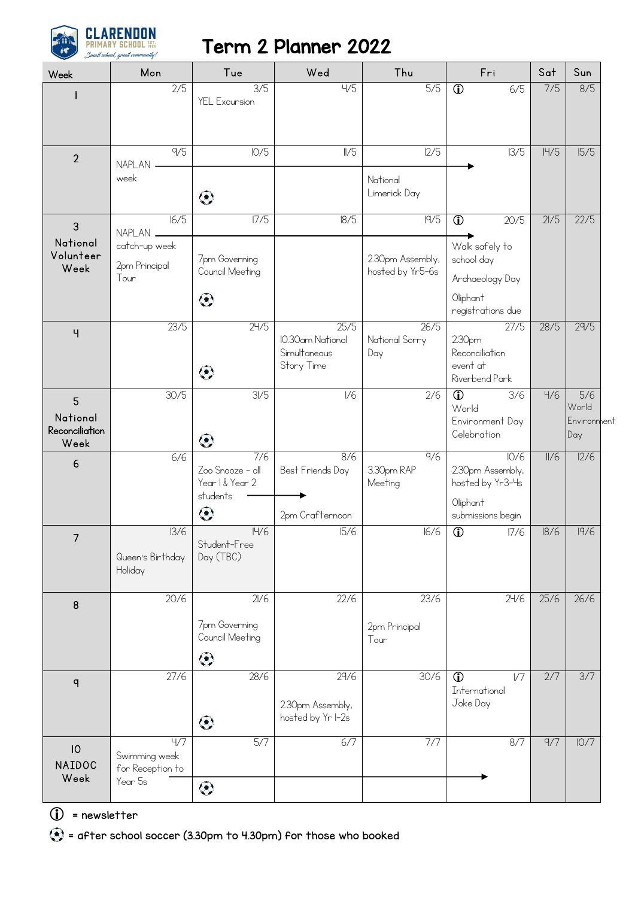# CLARENDON PRIMARY SCHOOL

*Small school, great community!*

# Term 2 Planner 2022

| Week | Mon | Tue | Wed | Thu | Fri | Sat | Sun |
|---|---|---|---|---|---|---|---|
| 1 | 2/5 | 3/5 YEL Excursion | 4/5 | 5/5 | ⓘ 6/5 | 7/5 | 8/5 |
| 2 | 9/5 NAPLAN week → | 10/5 ⚽ | 11/5 | 12/5 National Limerick Day | 13/5 | 14/5 | 15/5 |
| 3 National Volunteer Week | 16/5 NAPLAN catch-up week → 2pm Principal Tour | 17/5 7pm Governing Council Meeting ⚽ | 18/5 | 19/5 2.30pm Assembly, hosted by Yr5-6s | ⓘ 20/5 Walk safely to school day; Archaeology Day; Oliphant registrations due | 21/5 | 22/5 |
| 4 | 23/5 | 24/5 ⚽ | 25/5 10.30am National Simultaneous Story Time | 26/5 National Sorry Day | 27/5 2.30pm Reconciliation event at Riverbend Park | 28/5 | 29/5 |
| 5 National Reconciliation Week | 30/5 | 31/5 ⚽ | 1/6 | 2/6 | ⓘ 3/6 World Environment Day Celebration | 4/6 | 5/6 World Environment Day |
| 6 | 6/6 | 7/6 Zoo Snooze - all Year 1 & Year 2 students → ⚽ | 8/6 Best Friends Day; 2pm Crafternoon | 9/6 3.30pm RAP Meeting | 10/6 2.30pm Assembly, hosted by Yr3-4s; Oliphant submissions begin | 11/6 | 12/6 |
| 7 | 13/6 Queen's Birthday Holiday | 14/6 Student-Free Day (TBC) | 15/6 | 16/6 | ⓘ 17/6 | 18/6 | 19/6 |
| 8 | 20/6 | 21/6 7pm Governing Council Meeting ⚽ | 22/6 | 23/6 2pm Principal Tour | 24/6 | 25/6 | 26/6 |
| 9 | 27/6 | 28/6 ⚽ | 29/6 2.30pm Assembly, hosted by Yr 1-2s | 30/6 | ⓘ 1/7 International Joke Day | 2/7 | 3/7 |
| 10 NAIDOC Week | 4/7 Swimming week for Reception to Year 5s → | 5/7 ⚽ | 6/7 | 7/7 | 8/7 | 9/7 | 10/7 |

ⓘ = newsletter

⚽ = after school soccer (3.30pm to 4.30pm) for those who booked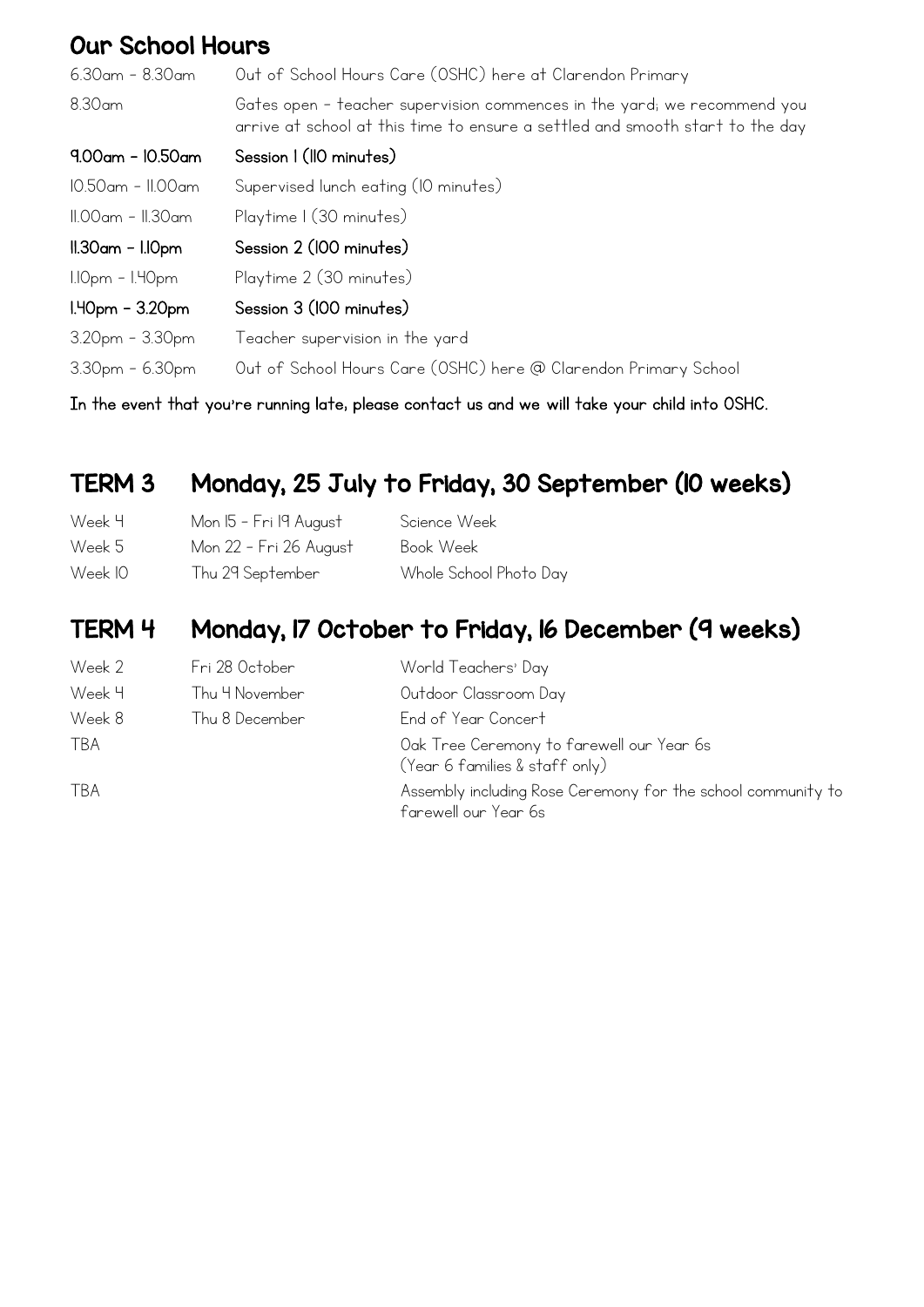## Our School Hours

| | |
|---|---|
| 6.30am – 8.30am | Out of School Hours Care (OSHC) here at Clarendon Primary |
| 8.30am | Gates open – teacher supervision commences in the yard; we recommend you arrive at school at this time to ensure a settled and smooth start to the day |
| **9.00am – 10.50am** | **Session 1 (110 minutes)** |
| 10.50am – 11.00am | Supervised lunch eating (10 minutes) |
| 11.00am – 11.30am | Playtime 1 (30 minutes) |
| **11.30am – 1.10pm** | **Session 2 (100 minutes)** |
| 1.10pm – 1.40pm | Playtime 2 (30 minutes) |
| **1.40pm – 3.20pm** | **Session 3 (100 minutes)** |
| 3.20pm – 3.30pm | Teacher supervision in the yard |
| 3.30pm – 6.30pm | Out of School Hours Care (OSHC) here @ Clarendon Primary School |

**In the event that you're running late, please contact us and we will take your child into OSHC.**

## TERM 3 Monday, 25 July to Friday, 30 September (10 weeks)

| | | |
|---|---|---|
| Week 4 | Mon 15 – Fri 19 August | Science Week |
| Week 5 | Mon 22 – Fri 26 August | Book Week |
| Week 10 | Thu 29 September | Whole School Photo Day |

## TERM 4 Monday, 17 October to Friday, 16 December (9 weeks)

| | | |
|---|---|---|
| Week 2 | Fri 28 October | World Teachers' Day |
| Week 4 | Thu 4 November | Outdoor Classroom Day |
| Week 8 | Thu 8 December | End of Year Concert |
| TBA | | Oak Tree Ceremony to farewell our Year 6s (Year 6 families & staff only) |
| TBA | | Assembly including Rose Ceremony for the school community to farewell our Year 6s |